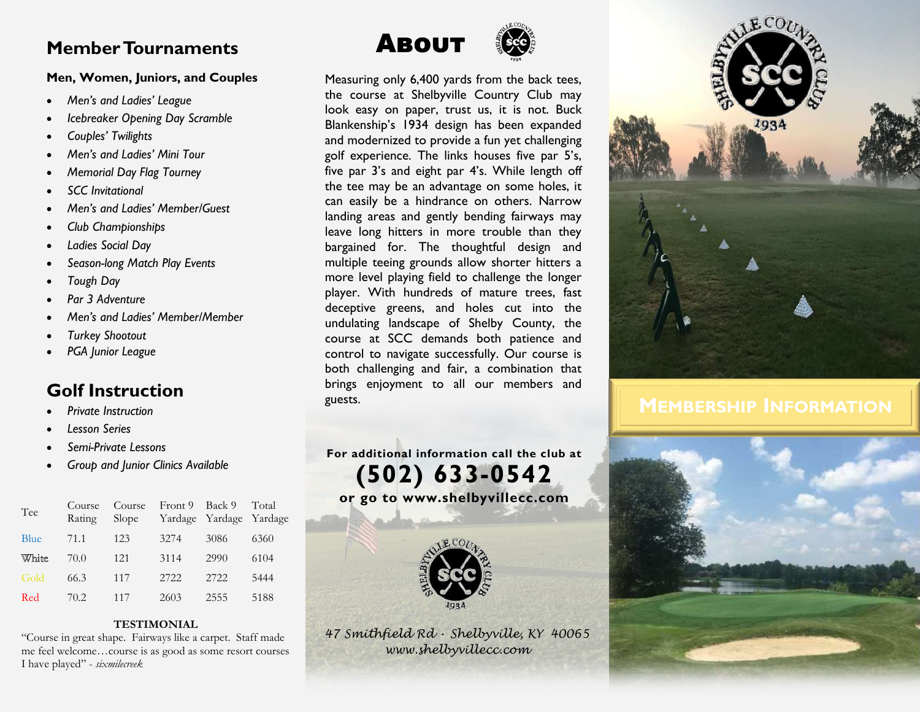## Member Tournaments

**Men, Women, Juniors, and Couples**

- *Men's and Ladies' League*
- *Icebreaker Opening Day Scramble*
- *Couples' Twilights*
- *Men's and Ladies' Mini Tour*
- *Memorial Day Flag Tourney*
- *SCC Invitational*
- *Men's and Ladies' Member/Guest*
- *Club Championships*
- *Ladies Social Day*
- *Season-long Match Play Events*
- *Tough Day*
- *Par 3 Adventure*
- *Men's and Ladies' Member/Member*
- *Turkey Shootout*
- *PGA Junior League*

## Golf Instruction

- *Private Instruction*
- *Lesson Series*
- *Semi-Private Lessons*
- *Group and Junior Clinics Available*

| Tee | Course Rating | Course Slope | Front 9 Yardage | Back 9 Yardage | Total Yardage |
|---|---|---|---|---|---|
| Blue | 71.1 | 123 | 3274 | 3086 | 6360 |
| White | 70.0 | 121 | 3114 | 2990 | 6104 |
| Gold | 66.3 | 117 | 2722 | 2722 | 5444 |
| Red | 70.2 | 117 | 2603 | 2555 | 5188 |

**TESTIMONIAL**

"Course in great shape. Fairways like a carpet. Staff made me feel welcome…course is as good as some resort courses I have played" - *sixmilecreek*

## About

Measuring only 6,400 yards from the back tees, the course at Shelbyville Country Club may look easy on paper, trust us, it is not. Buck Blankenship's 1934 design has been expanded and modernized to provide a fun yet challenging golf experience. The links houses five par 5's, five par 3's and eight par 4's. While length off the tee may be an advantage on some holes, it can easily be a hindrance on others. Narrow landing areas and gently bending fairways may leave long hitters in more trouble than they bargained for. The thoughtful design and multiple teeing grounds allow shorter hitters a more level playing field to challenge the longer player. With hundreds of mature trees, fast deceptive greens, and holes cut into the undulating landscape of Shelby County, the course at SCC demands both patience and control to navigate successfully. Our course is both challenging and fair, a combination that brings enjoyment to all our members and guests.

**For additional information call the club at**

**(502) 633-0542**

**or go to www.shelbyvillecc.com**

*47 Smithfield Rd · Shelbyville, KY 40065*
*www.shelbyvillecc.com*

Shelbyville Country Club SCC 1934

## Membership Information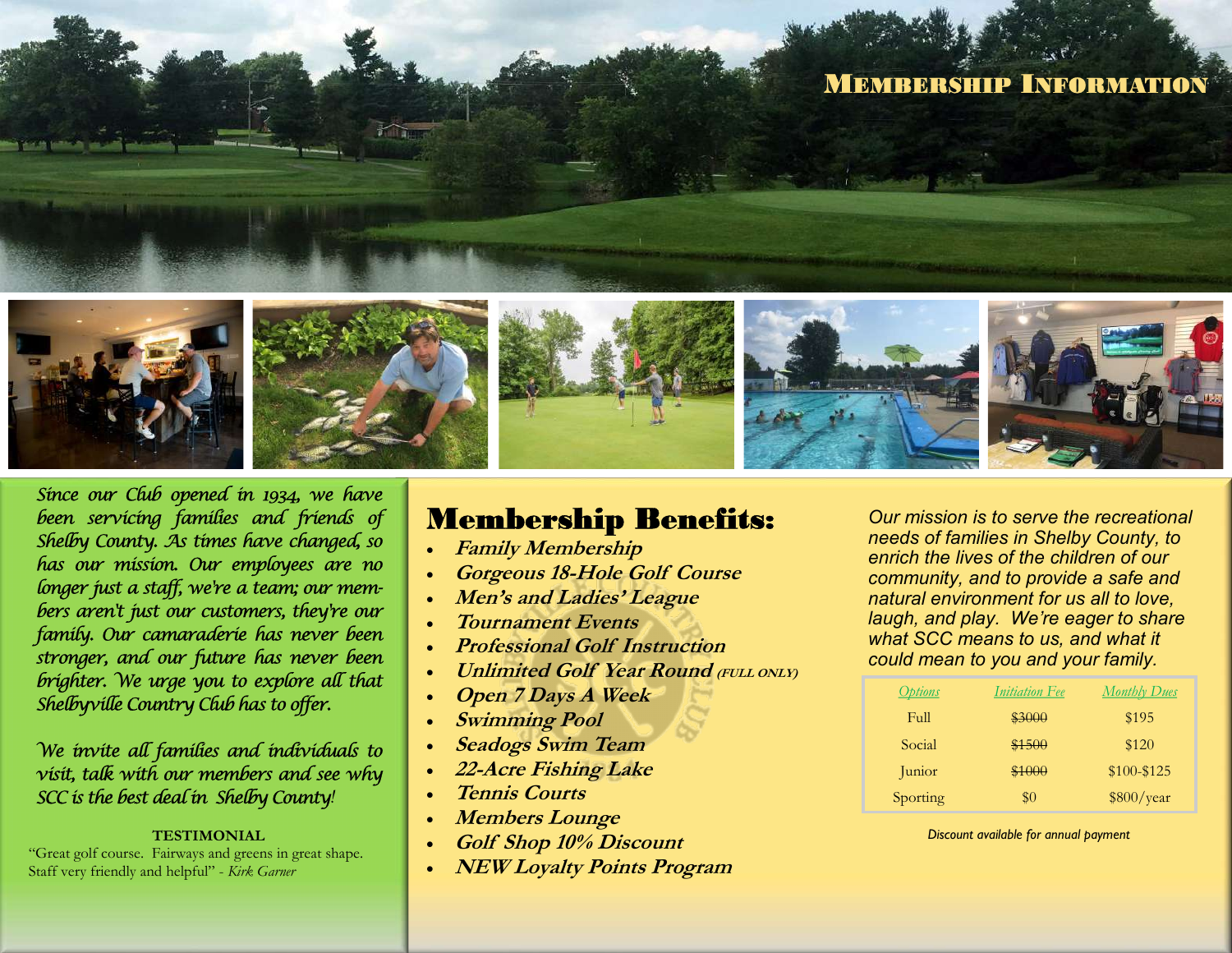# Membership Information

*Since our Club opened in 1934, we have been servicing families and friends of Shelby County. As times have changed, so has our mission. Our employees are no longer just a staff, we're a team; our members aren't just our customers, they're our family. Our camaraderie has never been stronger, and our future has never been brighter. We urge you to explore all that Shelbyville Country Club has to offer.*

*We invite all families and individuals to visit, talk with our members and see why SCC is the best deal in Shelby County!*

**TESTIMONIAL**

"Great golf course. Fairways and greens in great shape. Staff very friendly and helpful" - *Kirk Garner*

## Membership Benefits:

- *Family Membership*
- *Gorgeous 18-Hole Golf Course*
- *Men's and Ladies' League*
- *Tournament Events*
- *Professional Golf Instruction*
- *Unlimited Golf Year Round (FULL ONLY)*
- *Open 7 Days A Week*
- *Swimming Pool*
- *Seadogs Swim Team*
- *22-Acre Fishing Lake*
- *Tennis Courts*
- *Members Lounge*
- *Golf Shop 10% Discount*
- *NEW Loyalty Points Program*

*Our mission is to serve the recreational needs of families in Shelby County, to enrich the lives of the children of our community, and to provide a safe and natural environment for us all to love, laugh, and play. We're eager to share what SCC means to us, and what it could mean to you and your family.*

| Options | Initiation Fee | Monthly Dues |
|---|---|---|
| Full | ~~$3000~~ | $195 |
| Social | ~~$1500~~ | $120 |
| Junior | ~~$1000~~ | $100-$125 |
| Sporting | $0 | $800/year |

*Discount available for annual payment*